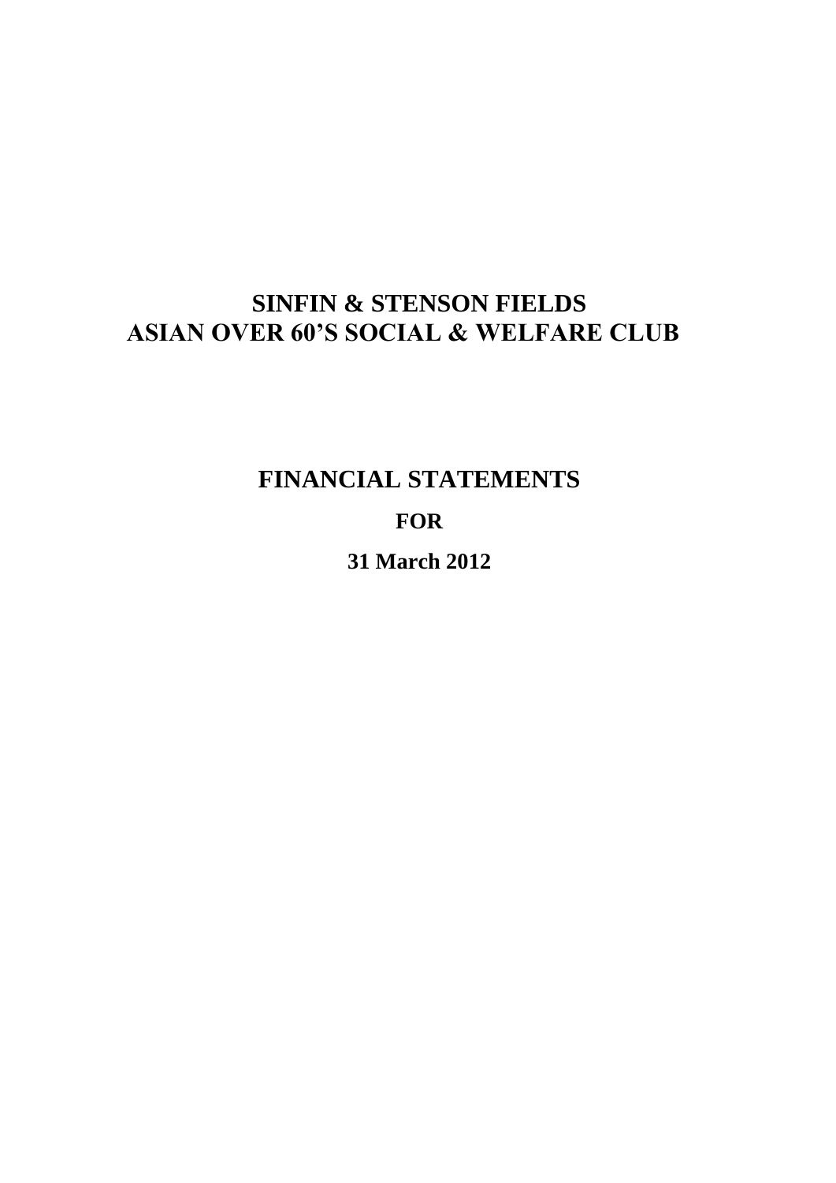# SINFIN & STENSON FIELDS
# ASIAN OVER 60'S SOCIAL & WELFARE CLUB

## FINANCIAL STATEMENTS

### FOR

### 31 March 2012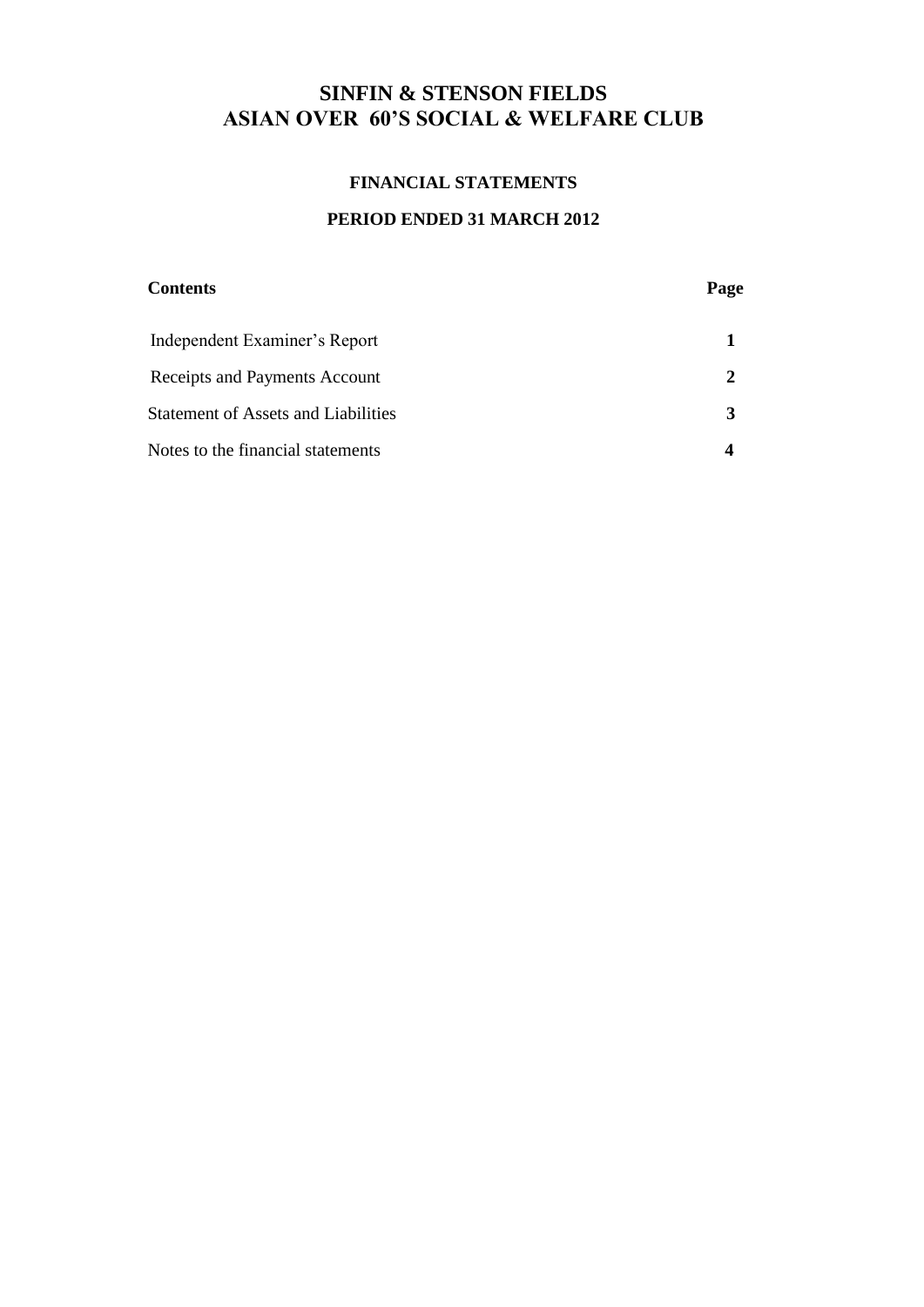# SINFIN & STENSON FIELDS
# ASIAN OVER 60'S SOCIAL & WELFARE CLUB

## FINANCIAL STATEMENTS

## PERIOD ENDED 31 MARCH 2012

| Contents | Page |
|---|---|
| Independent Examiner's Report | **1** |
| Receipts and Payments Account | **2** |
| Statement of Assets and Liabilities | **3** |
| Notes to the financial statements | **4** |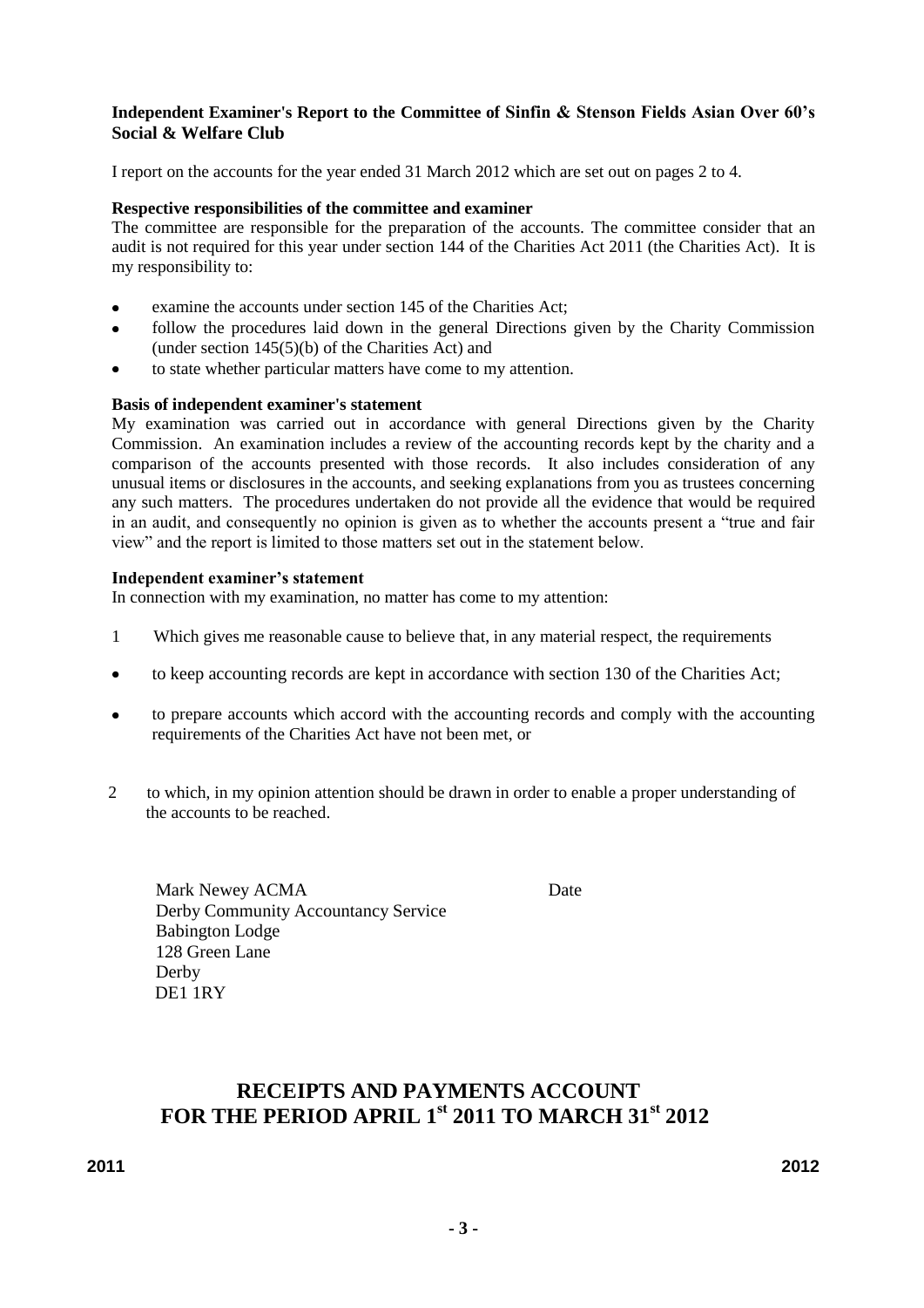**Independent Examiner's Report to the Committee of Sinfin & Stenson Fields Asian Over 60's Social & Welfare Club**

I report on the accounts for the year ended 31 March 2012 which are set out on pages 2 to 4.

**Respective responsibilities of the committee and examiner**

The committee are responsible for the preparation of the accounts. The committee consider that an audit is not required for this year under section 144 of the Charities Act 2011 (the Charities Act). It is my responsibility to:

- examine the accounts under section 145 of the Charities Act;
- follow the procedures laid down in the general Directions given by the Charity Commission (under section 145(5)(b) of the Charities Act) and
- to state whether particular matters have come to my attention.

**Basis of independent examiner's statement**

My examination was carried out in accordance with general Directions given by the Charity Commission. An examination includes a review of the accounting records kept by the charity and a comparison of the accounts presented with those records. It also includes consideration of any unusual items or disclosures in the accounts, and seeking explanations from you as trustees concerning any such matters. The procedures undertaken do not provide all the evidence that would be required in an audit, and consequently no opinion is given as to whether the accounts present a "true and fair view" and the report is limited to those matters set out in the statement below.

**Independent examiner's statement**

In connection with my examination, no matter has come to my attention:

1 Which gives me reasonable cause to believe that, in any material respect, the requirements

- to keep accounting records are kept in accordance with section 130 of the Charities Act;
- to prepare accounts which accord with the accounting records and comply with the accounting requirements of the Charities Act have not been met, or

2 to which, in my opinion attention should be drawn in order to enable a proper understanding of the accounts to be reached.

Mark Newey ACMA Date
Derby Community Accountancy Service
Babington Lodge
128 Green Lane
Derby
DE1 1RY

## RECEIPTS AND PAYMENTS ACCOUNT FOR THE PERIOD APRIL 1st 2011 TO MARCH 31st 2012

| 2011 | 2012 |
|---|---|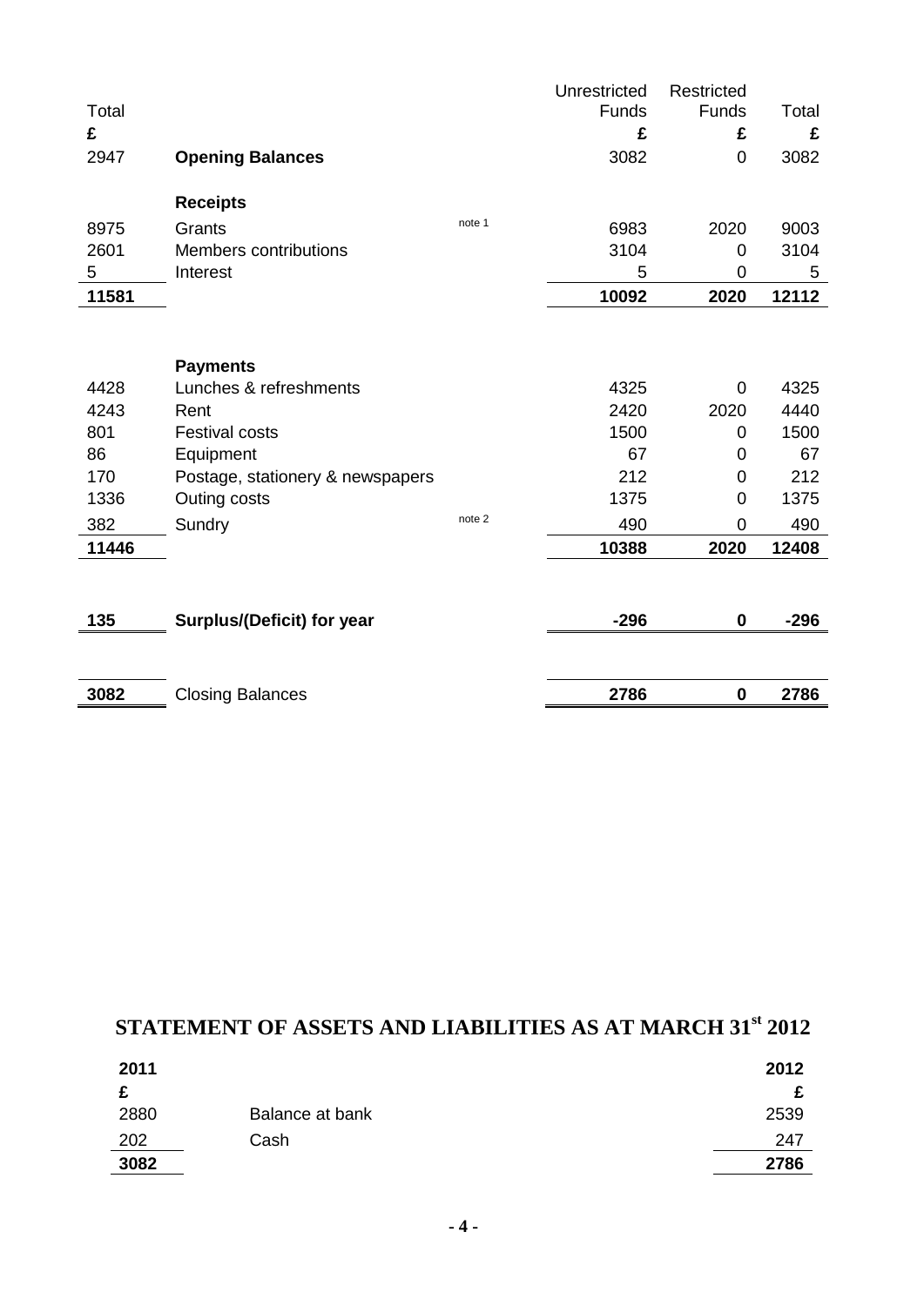| Total | | | Unrestricted Funds | Restricted Funds | Total |
|---|---|---|---|---|---|
| £ | | | £ | £ | £ |
| 2947 | **Opening Balances** | | 3082 | 0 | 3082 |
| | **Receipts** | | | | |
| 8975 | Grants | note 1 | 6983 | 2020 | 9003 |
| 2601 | Members contributions | | 3104 | 0 | 3104 |
| 5 | Interest | | 5 | 0 | 5 |
| **11581** | | | **10092** | **2020** | **12112** |
| | **Payments** | | | | |
| 4428 | Lunches & refreshments | | 4325 | 0 | 4325 |
| 4243 | Rent | | 2420 | 2020 | 4440 |
| 801 | Festival costs | | 1500 | 0 | 1500 |
| 86 | Equipment | | 67 | 0 | 67 |
| 170 | Postage, stationery & newspapers | | 212 | 0 | 212 |
| 1336 | Outing costs | | 1375 | 0 | 1375 |
| 382 | Sundry | note 2 | 490 | 0 | 490 |
| **11446** | | | **10388** | **2020** | **12408** |
| **135** | **Surplus/(Deficit) for year** | | **-296** | **0** | **-296** |
| **3082** | Closing Balances | | **2786** | **0** | **2786** |

## STATEMENT OF ASSETS AND LIABILITIES AS AT MARCH 31st 2012

| 2011 | | 2012 |
|---|---|---|
| £ | | £ |
| 2880 | Balance at bank | 2539 |
| 202 | Cash | 247 |
| **3082** | | **2786** |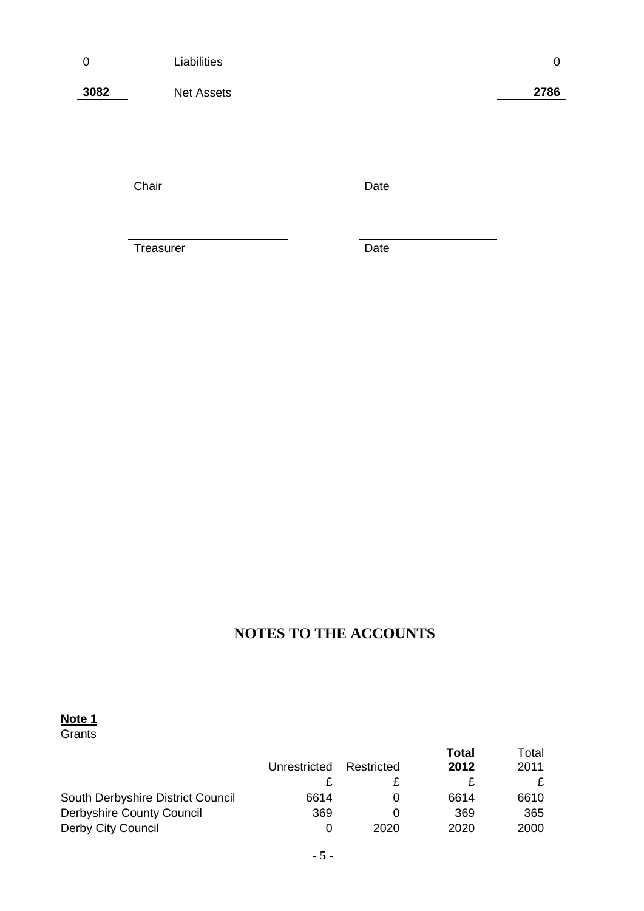| | | |
|---|---|---|
| 0 | Liabilities | 0 |
| **3082** | Net Assets | **2786** |

Chair ____________________ Date ____________________

Treasurer ____________________ Date ____________________

# NOTES TO THE ACCOUNTS

**Note 1**

Grants

| | Unrestricted | Restricted | **Total 2012** | Total 2011 |
|---|---|---|---|---|
| | £ | £ | £ | £ |
| South Derbyshire District Council | 6614 | 0 | 6614 | 6610 |
| Derbyshire County Council | 369 | 0 | 369 | 365 |
| Derby City Council | 0 | 2020 | 2020 | 2000 |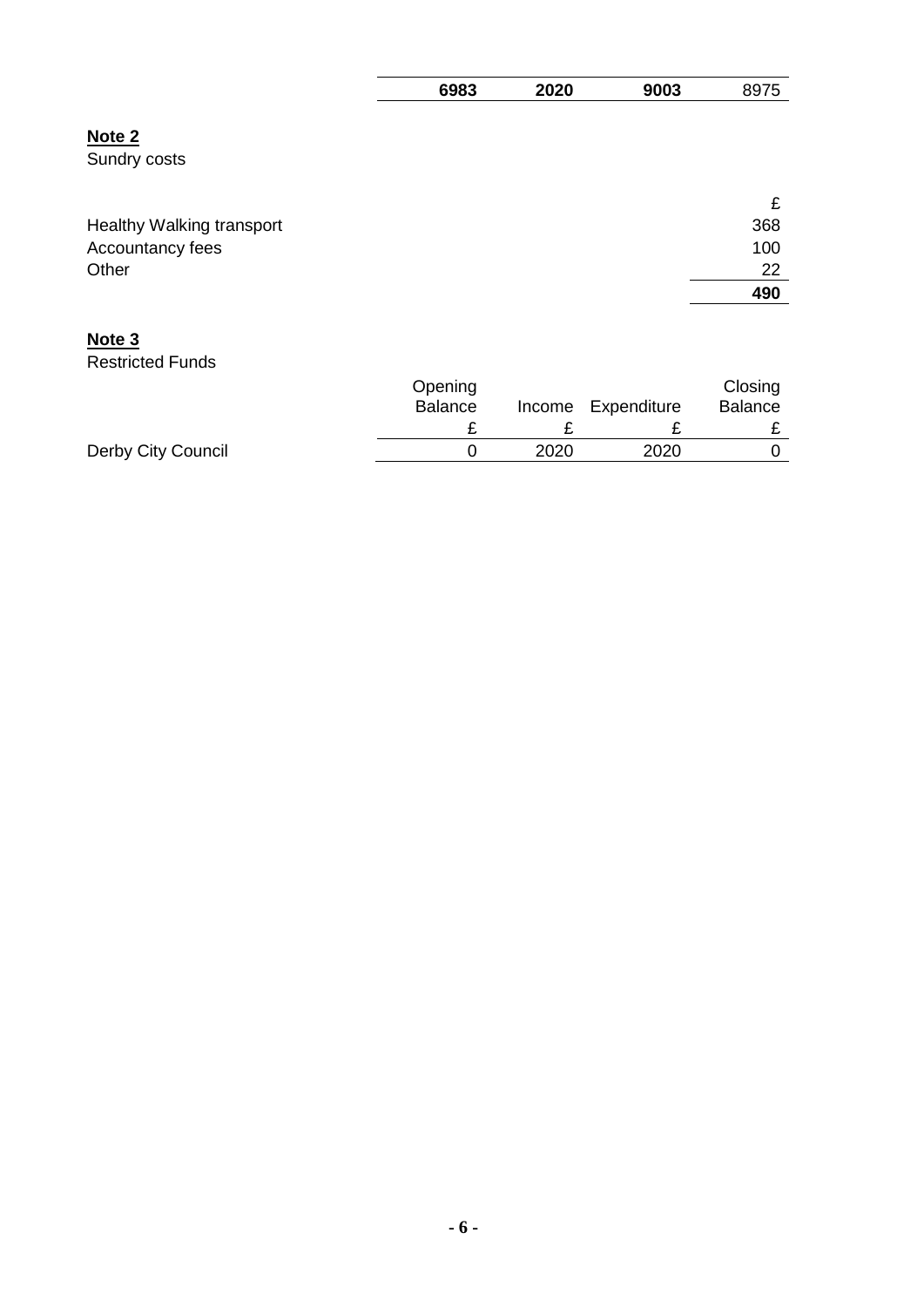| | | | |
|---|---|---|---|
| **6983** | **2020** | **9003** | 8975 |

**Note 2**

Sundry costs

| | £ |
|---|---|
| Healthy Walking transport | 368 |
| Accountancy fees | 100 |
| Other | 22 |
| | **490** |

**Note 3**

Restricted Funds

| | Opening Balance | Income | Expenditure | Closing Balance |
|---|---|---|---|---|
| | £ | £ | £ | £ |
| Derby City Council | 0 | 2020 | 2020 | 0 |